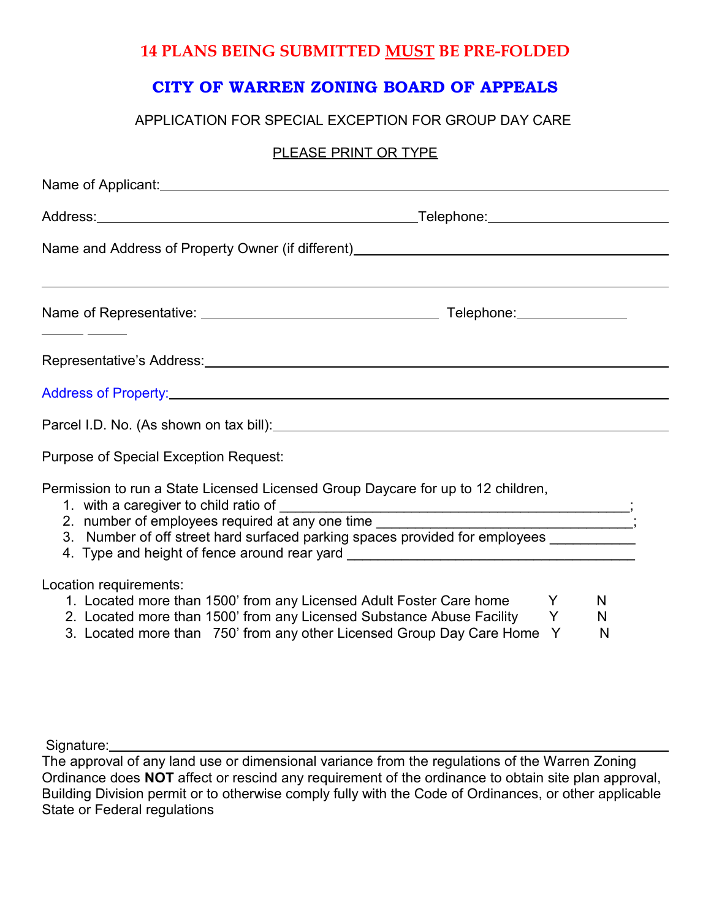**14 PLANS BEING SUBMITTED MUST BE PRE-FOLDED**

# CITY OF WARREN ZONING BOARD OF APPEALS

APPLICATION FOR SPECIAL EXCEPTION FOR GROUP DAY CARE

PLEASE PRINT OR TYPE

Name of Applicant: ______________________________________________

Address: ______________________________ Telephone: ______________________

Name and Address of Property Owner (if different) ______________________________

______________________________________________________________

Name of Representative: ______________________ Telephone: ______________

Representative's Address: ______________________________________________

Address of Property: ______________________________________________

Parcel I.D. No. (As shown on tax bill): ______________________________

Purpose of Special Exception Request:

Permission to run a State Licensed Licensed Group Daycare for up to 12 children,

1. with a caregiver to child ratio of ______________________________;
2. number of employees required at any one time ______________________;
3. Number of off street hard surfaced parking spaces provided for employees ___________
4. Type and height of fence around rear yard ______________________________

Location requirements:

1. Located more than 1500' from any Licensed Adult Foster Care home Y N
2. Located more than 1500' from any Licensed Substance Abuse Facility Y N
3. Located more than 750' from any other Licensed Group Day Care Home Y N

Signature: ______________________________________________

The approval of any land use or dimensional variance from the regulations of the Warren Zoning Ordinance does **NOT** affect or rescind any requirement of the ordinance to obtain site plan approval, Building Division permit or to otherwise comply fully with the Code of Ordinances, or other applicable State or Federal regulations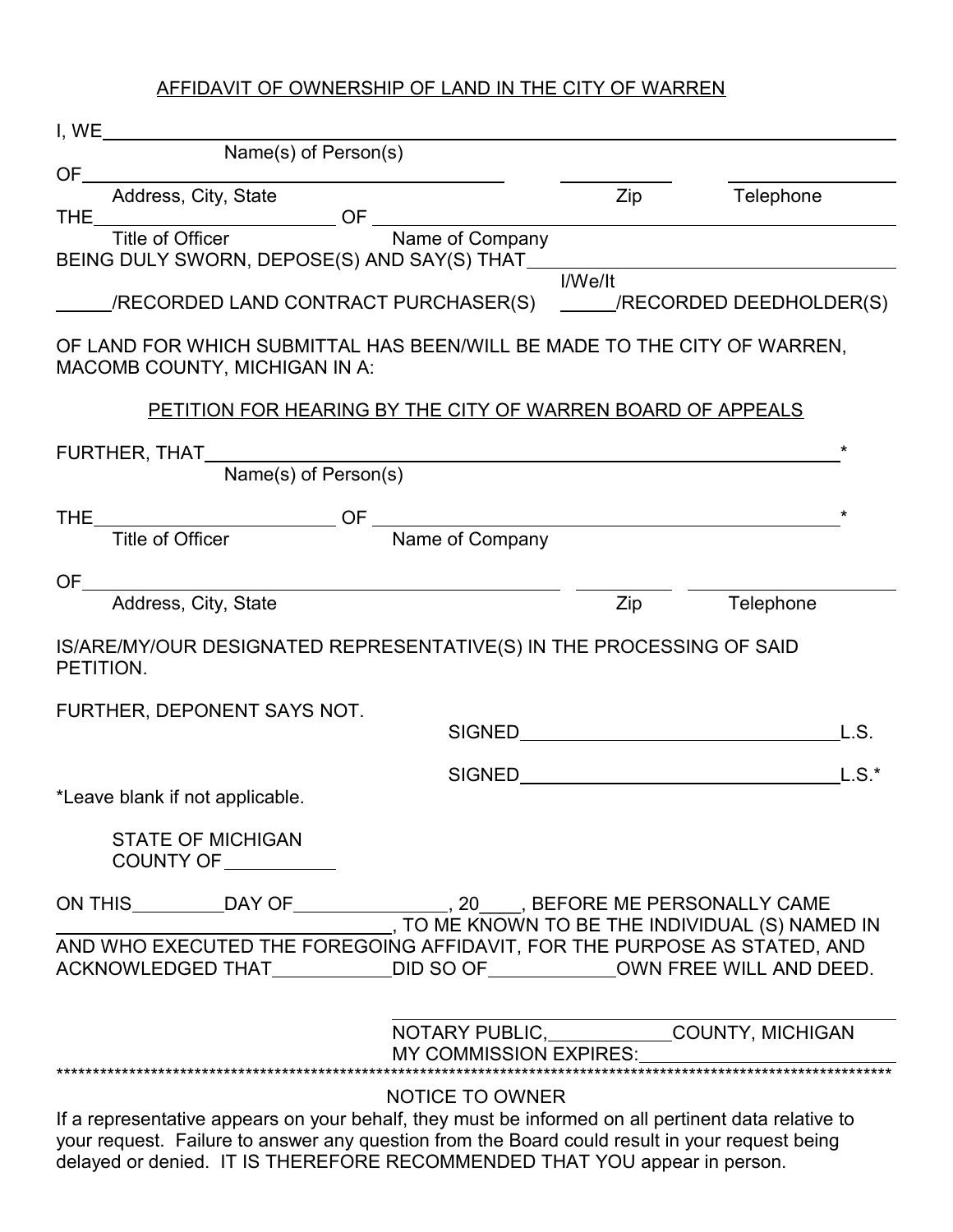AFFIDAVIT OF OWNERSHIP OF LAND IN THE CITY OF WARREN

I, WE_______________________________________________________________
Name(s) of Person(s)

OF_______________________________________ __________ ______________
Address, City, State Zip Telephone

THE____________________ OF ____________________________________________
Title of Officer Name of Company

BEING DULY SWORN, DEPOSE(S) AND SAY(S) THAT______________________________
I/We/It

_____/RECORDED LAND CONTRACT PURCHASER(S) _____/RECORDED DEEDHOLDER(S)

OF LAND FOR WHICH SUBMITTAL HAS BEEN/WILL BE MADE TO THE CITY OF WARREN, MACOMB COUNTY, MICHIGAN IN A:

PETITION FOR HEARING BY THE CITY OF WARREN BOARD OF APPEALS

FURTHER, THAT____________________________________________________________*
Name(s) of Person(s)

THE____________________ OF ______________________________________________*
Title of Officer Name of Company

OF_______________________________________ __________ ______________
Address, City, State Zip Telephone

IS/ARE/MY/OUR DESIGNATED REPRESENTATIVE(S) IN THE PROCESSING OF SAID PETITION.

FURTHER, DEPONENT SAYS NOT.

SIGNED_______________________________L.S.

SIGNED_______________________________L.S.*

*Leave blank if not applicable.

STATE OF MICHIGAN
COUNTY OF ___________

ON THIS_________DAY OF_______________, 20____, BEFORE ME PERSONALLY CAME _____________________________, TO ME KNOWN TO BE THE INDIVIDUAL (S) NAMED IN AND WHO EXECUTED THE FOREGOING AFFIDAVIT, FOR THE PURPOSE AS STATED, AND ACKNOWLEDGED THAT___________DID SO OF____________OWN FREE WILL AND DEED.

_____________________________________________
NOTARY PUBLIC,____________COUNTY, MICHIGAN
MY COMMISSION EXPIRES:_______________________

*******************************************************************************************************************

NOTICE TO OWNER

If a representative appears on your behalf, they must be informed on all pertinent data relative to your request. Failure to answer any question from the Board could result in your request being delayed or denied. IT IS THEREFORE RECOMMENDED THAT YOU appear in person.